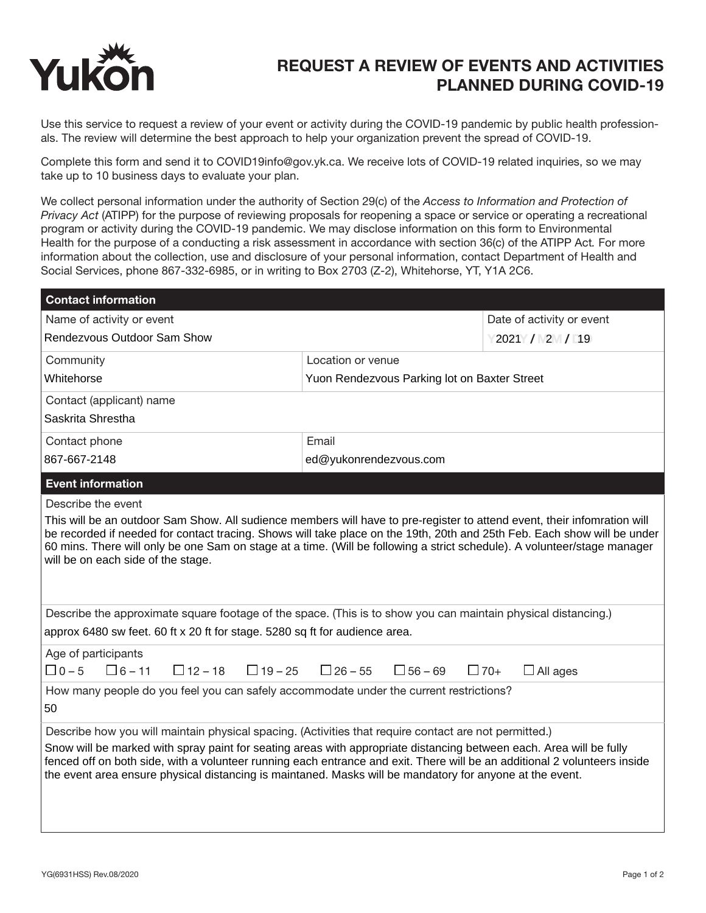# Yukon

## REQUEST A REVIEW OF EVENTS AND ACTIVITIES PLANNED DURING COVID-19

Use this service to request a review of your event or activity during the COVID-19 pandemic by public health professionals. The review will determine the best approach to help your organization prevent the spread of COVID-19.

Complete this form and send it to COVID19info@gov.yk.ca. We receive lots of COVID-19 related inquiries, so we may take up to 10 business days to evaluate your plan.

We collect personal information under the authority of Section 29(c) of the *Access to Information and Protection of Privacy Act* (ATIPP) for the purpose of reviewing proposals for reopening a space or service or operating a recreational program or activity during the COVID-19 pandemic. We may disclose information on this form to Environmental Health for the purpose of a conducting a risk assessment in accordance with section 36(c) of the ATIPP Act. For more information about the collection, use and disclosure of your personal information, contact Department of Health and Social Services, phone 867-332-6985, or in writing to Box 2703 (Z-2), Whitehorse, YT, Y1A 2C6.

### Contact information

| Name of activity or event | | Date of activity or event |
|---|---|---|
| Rendezvous Outdoor Sam Show | | 2021 / 2 / 19 |
| **Community** | **Location or venue** | |
| Whitehorse | Yuon Rendezvous Parking lot on Baxter Street | |
| **Contact (applicant) name** | | |
| Saskrita Shrestha | | |
| **Contact phone** | **Email** | |
| 867-667-2148 | ed@yukonrendezvous.com | |

### Event information

**Describe the event**

This will be an outdoor Sam Show. All sudience members will have to pre-register to attend event, their infomration will be recorded if needed for contact tracing. Shows will take place on the 19th, 20th and 25th Feb. Each show will be under 60 mins. There will only be one Sam on stage at a time. (Will be following a strict schedule). A volunteer/stage manager will be on each side of the stage.

**Describe the approximate square footage of the space. (This is to show you can maintain physical distancing.)**

approx 6480 sw feet. 60 ft x 20 ft for stage. 5280 sq ft for audience area.

**Age of participants**

☐ 0 – 5 ☐ 6 – 11 ☐ 12 – 18 ☐ 19 – 25 ☐ 26 – 55 ☐ 56 – 69 ☐ 70+ ☐ All ages

**How many people do you feel you can safely accommodate under the current restrictions?**

50

**Describe how you will maintain physical spacing. (Activities that require contact are not permitted.)**

Snow will be marked with spray paint for seating areas with appropriate distancing between each. Area will be fully fenced off on both side, with a volunteer running each entrance and exit. There will be an additional 2 volunteers inside the event area ensure physical distancing is maintaned. Masks will be mandatory for anyone at the event.

YG(6931HSS) Rev.08/2020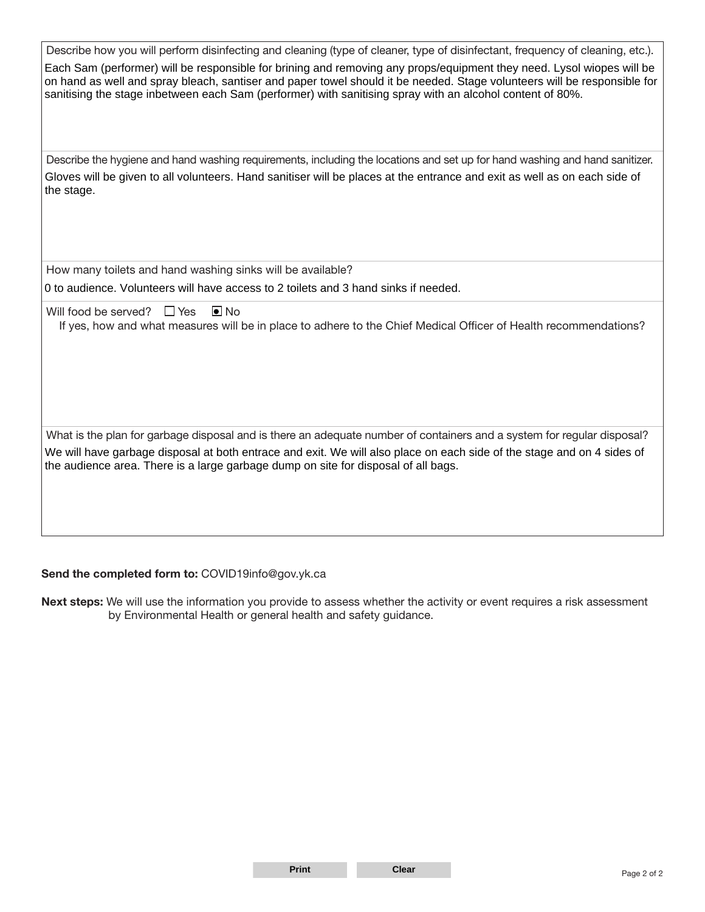Describe how you will perform disinfecting and cleaning (type of cleaner, type of disinfectant, frequency of cleaning, etc.).

Each Sam (performer) will be responsible for brining and removing any props/equipment they need. Lysol wiopes will be on hand as well and spray bleach, santiser and paper towel should it be needed. Stage volunteers will be responsible for sanitising the stage inbetween each Sam (performer) with sanitising spray with an alcohol content of 80%.

Describe the hygiene and hand washing requirements, including the locations and set up for hand washing and hand sanitizer.

Gloves will be given to all volunteers. Hand sanitiser will be places at the entrance and exit as well as on each side of the stage.

How many toilets and hand washing sinks will be available?

0 to audience. Volunteers will have access to 2 toilets and 3 hand sinks if needed.

Will food be served? ☐ Yes ☒ No

If yes, how and what measures will be in place to adhere to the Chief Medical Officer of Health recommendations?

What is the plan for garbage disposal and is there an adequate number of containers and a system for regular disposal?

We will have garbage disposal at both entrace and exit. We will also place on each side of the stage and on 4 sides of the audience area. There is a large garbage dump on site for disposal of all bags.

**Send the completed form to:** COVID19info@gov.yk.ca

**Next steps:** We will use the information you provide to assess whether the activity or event requires a risk assessment by Environmental Health or general health and safety guidance.

Print Clear